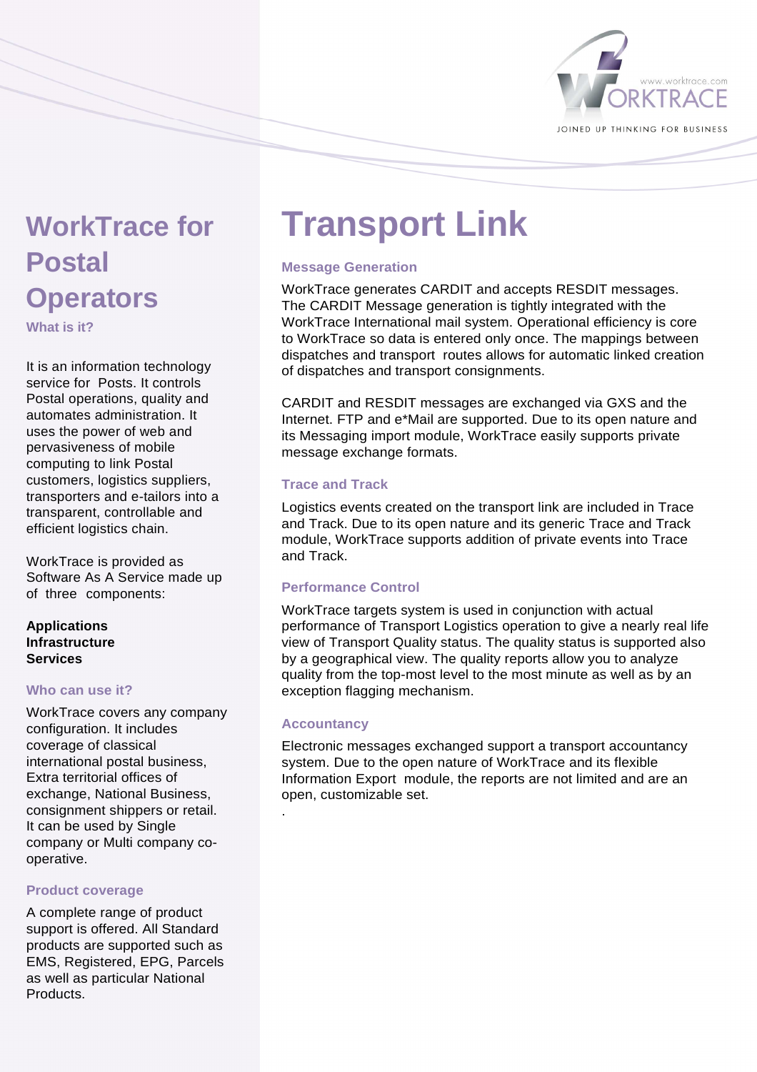www.worktrace.com
WORKTRACE
JOINED UP THINKING FOR BUSINESS

# WorkTrace for Postal Operators

### What is it?

It is an information technology service for Posts. It controls Postal operations, quality and automates administration. It uses the power of web and pervasiveness of mobile computing to link Postal customers, logistics suppliers, transporters and e-tailors into a transparent, controllable and efficient logistics chain.

WorkTrace is provided as Software As A Service made up of three components:

**Applications**
**Infrastructure**
**Services**

### Who can use it?

WorkTrace covers any company configuration. It includes coverage of classical international postal business, Extra territorial offices of exchange, National Business, consignment shippers or retail. It can be used by Single company or Multi company co-operative.

### Product coverage

A complete range of product support is offered. All Standard products are supported such as EMS, Registered, EPG, Parcels as well as particular National Products.

# Transport Link

### Message Generation

WorkTrace generates CARDIT and accepts RESDIT messages. The CARDIT Message generation is tightly integrated with the WorkTrace International mail system. Operational efficiency is core to WorkTrace so data is entered only once. The mappings between dispatches and transport routes allows for automatic linked creation of dispatches and transport consignments.

CARDIT and RESDIT messages are exchanged via GXS and the Internet. FTP and e*Mail are supported. Due to its open nature and its Messaging import module, WorkTrace easily supports private message exchange formats.

### Trace and Track

Logistics events created on the transport link are included in Trace and Track. Due to its open nature and its generic Trace and Track module, WorkTrace supports addition of private events into Trace and Track.

### Performance Control

WorkTrace targets system is used in conjunction with actual performance of Transport Logistics operation to give a nearly real life view of Transport Quality status. The quality status is supported also by a geographical view. The quality reports allow you to analyze quality from the top-most level to the most minute as well as by an exception flagging mechanism.

### Accountancy

Electronic messages exchanged support a transport accountancy system. Due to the open nature of WorkTrace and its flexible Information Export module, the reports are not limited and are an open, customizable set.

.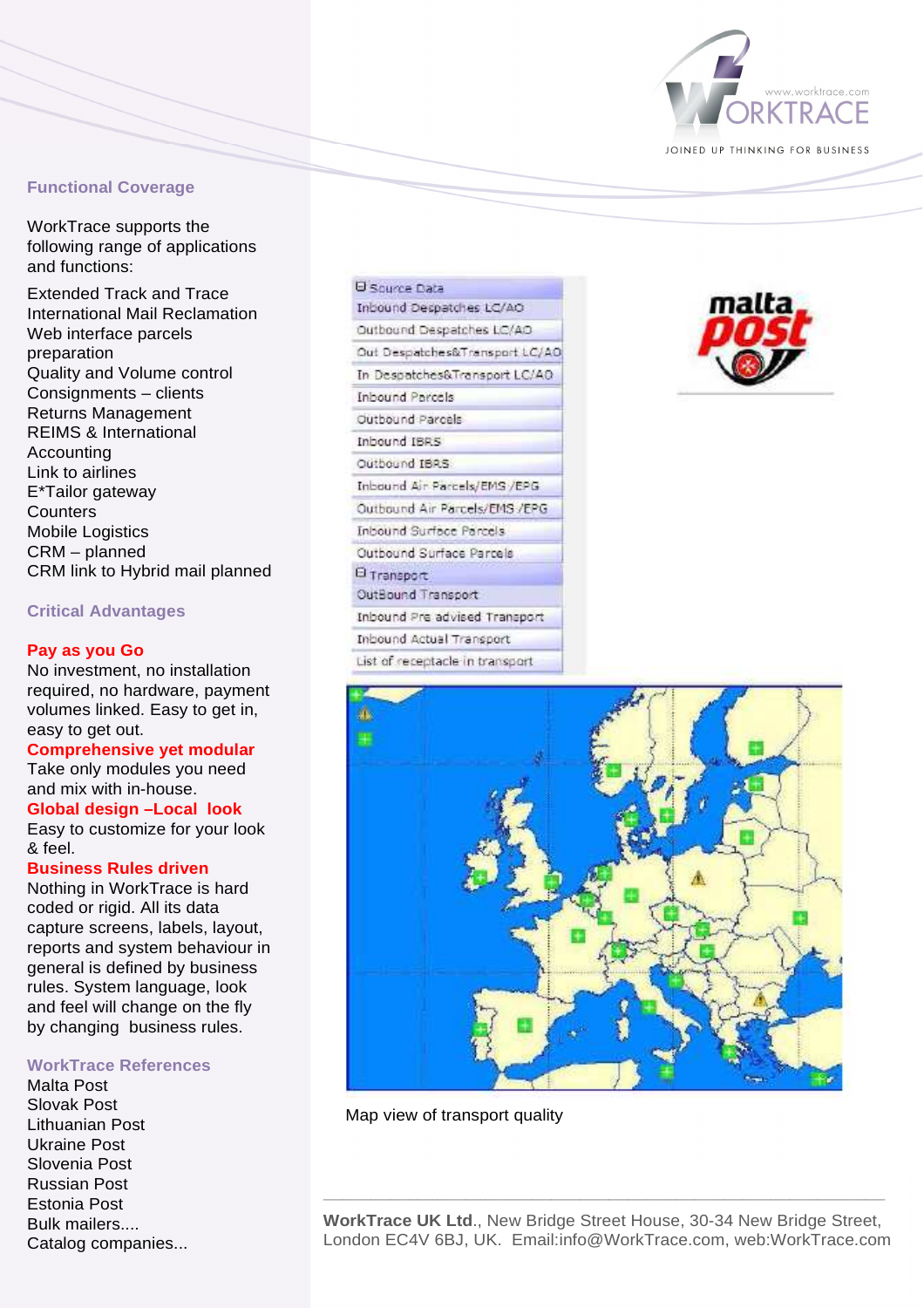## Functional Coverage

WorkTrace supports the following range of applications and functions:

Extended Track and Trace
International Mail Reclamation
Web interface parcels preparation
Quality and Volume control
Consignments – clients
Returns Management
REIMS & International Accounting
Link to airlines
E*Tailor gateway
Counters
Mobile Logistics
CRM – planned
CRM link to Hybrid mail planned

## Critical Advantages

**Pay as you Go**
No investment, no installation required, no hardware, payment volumes linked. Easy to get in, easy to get out.

**Comprehensive yet modular**
Take only modules you need and mix with in-house.

**Global design –Local look**
Easy to customize for your look & feel.

**Business Rules driven**
Nothing in WorkTrace is hard coded or rigid. All its data capture screens, labels, layout, reports and system behaviour in general is defined by business rules. System language, look and feel will change on the fly by changing business rules.

## WorkTrace References

Malta Post
Slovak Post
Lithuanian Post
Ukraine Post
Slovenia Post
Russian Post
Estonia Post
Bulk mailers....
Catalog companies...

Source Data
Inbound Despatches LC/AO
Outbound Despatches LC/AO
Out Despatches&Transport LC/AO
In Despatches&Transport LC/AO
Inbound Parcels
Outbound Parcels
Inbound IBRS
Outbound IBRS
Inbound Air Parcels/EMS /EPG
Outbound Air Parcels/EMS /EPG
Inbound Surface Parcels
Outbound Surface Parcels
Transport
OutBound Transport
Inbound Pre advised Transport
Inbound Actual Transport
List of receptacle in transport

Map view of transport quality

**WorkTrace UK Ltd**., New Bridge Street House, 30-34 New Bridge Street, London EC4V 6BJ, UK. Email:info@WorkTrace.com, web:WorkTrace.com